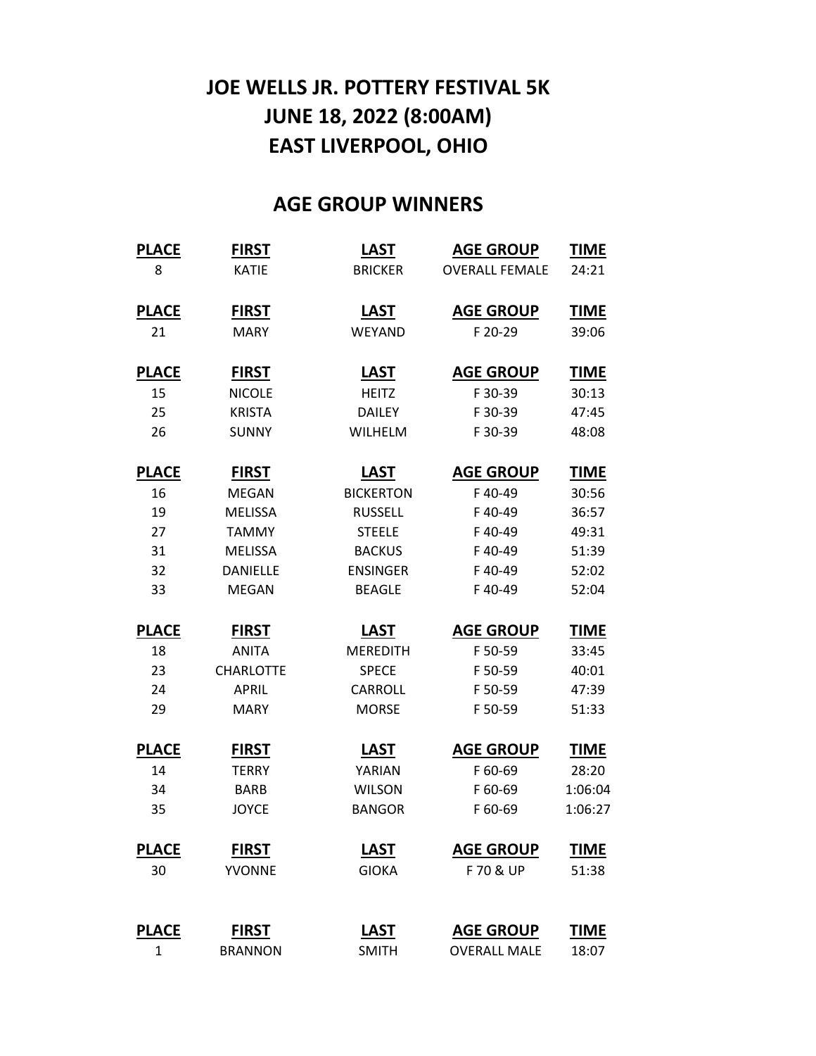# JOE WELLS JR. POTTERY FESTIVAL 5K
# JUNE 18, 2022 (8:00AM)
# EAST LIVERPOOL, OHIO

## AGE GROUP WINNERS

| PLACE | FIRST | LAST | AGE GROUP | TIME |
|---|---|---|---|---|
| 8 | KATIE | BRICKER | OVERALL FEMALE | 24:21 |

| PLACE | FIRST | LAST | AGE GROUP | TIME |
|---|---|---|---|---|
| 21 | MARY | WEYAND | F 20-29 | 39:06 |

| PLACE | FIRST | LAST | AGE GROUP | TIME |
|---|---|---|---|---|
| 15 | NICOLE | HEITZ | F 30-39 | 30:13 |
| 25 | KRISTA | DAILEY | F 30-39 | 47:45 |
| 26 | SUNNY | WILHELM | F 30-39 | 48:08 |

| PLACE | FIRST | LAST | AGE GROUP | TIME |
|---|---|---|---|---|
| 16 | MEGAN | BICKERTON | F 40-49 | 30:56 |
| 19 | MELISSA | RUSSELL | F 40-49 | 36:57 |
| 27 | TAMMY | STEELE | F 40-49 | 49:31 |
| 31 | MELISSA | BACKUS | F 40-49 | 51:39 |
| 32 | DANIELLE | ENSINGER | F 40-49 | 52:02 |
| 33 | MEGAN | BEAGLE | F 40-49 | 52:04 |

| PLACE | FIRST | LAST | AGE GROUP | TIME |
|---|---|---|---|---|
| 18 | ANITA | MEREDITH | F 50-59 | 33:45 |
| 23 | CHARLOTTE | SPECE | F 50-59 | 40:01 |
| 24 | APRIL | CARROLL | F 50-59 | 47:39 |
| 29 | MARY | MORSE | F 50-59 | 51:33 |

| PLACE | FIRST | LAST | AGE GROUP | TIME |
|---|---|---|---|---|
| 14 | TERRY | YARIAN | F 60-69 | 28:20 |
| 34 | BARB | WILSON | F 60-69 | 1:06:04 |
| 35 | JOYCE | BANGOR | F 60-69 | 1:06:27 |

| PLACE | FIRST | LAST | AGE GROUP | TIME |
|---|---|---|---|---|
| 30 | YVONNE | GIOKA | F 70 & UP | 51:38 |

| PLACE | FIRST | LAST | AGE GROUP | TIME |
|---|---|---|---|---|
| 1 | BRANNON | SMITH | OVERALL MALE | 18:07 |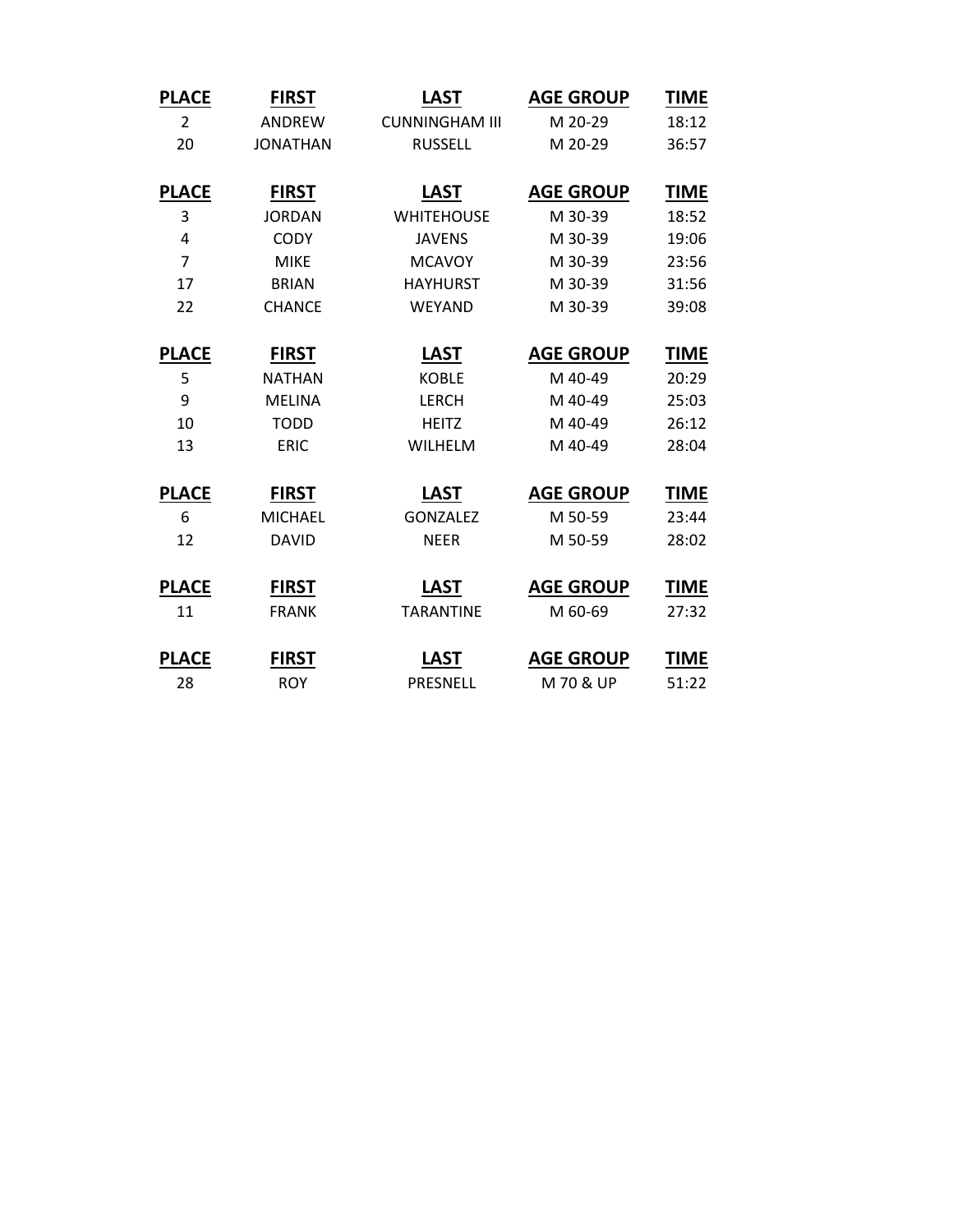| PLACE | FIRST | LAST | AGE GROUP | TIME |
|---|---|---|---|---|
| 2 | ANDREW | CUNNINGHAM III | M 20-29 | 18:12 |
| 20 | JONATHAN | RUSSELL | M 20-29 | 36:57 |

| PLACE | FIRST | LAST | AGE GROUP | TIME |
|---|---|---|---|---|
| 3 | JORDAN | WHITEHOUSE | M 30-39 | 18:52 |
| 4 | CODY | JAVENS | M 30-39 | 19:06 |
| 7 | MIKE | MCAVOY | M 30-39 | 23:56 |
| 17 | BRIAN | HAYHURST | M 30-39 | 31:56 |
| 22 | CHANCE | WEYAND | M 30-39 | 39:08 |

| PLACE | FIRST | LAST | AGE GROUP | TIME |
|---|---|---|---|---|
| 5 | NATHAN | KOBLE | M 40-49 | 20:29 |
| 9 | MELINA | LERCH | M 40-49 | 25:03 |
| 10 | TODD | HEITZ | M 40-49 | 26:12 |
| 13 | ERIC | WILHELM | M 40-49 | 28:04 |

| PLACE | FIRST | LAST | AGE GROUP | TIME |
|---|---|---|---|---|
| 6 | MICHAEL | GONZALEZ | M 50-59 | 23:44 |
| 12 | DAVID | NEER | M 50-59 | 28:02 |

| PLACE | FIRST | LAST | AGE GROUP | TIME |
|---|---|---|---|---|
| 11 | FRANK | TARANTINE | M 60-69 | 27:32 |

| PLACE | FIRST | LAST | AGE GROUP | TIME |
|---|---|---|---|---|
| 28 | ROY | PRESNELL | M 70 & UP | 51:22 |